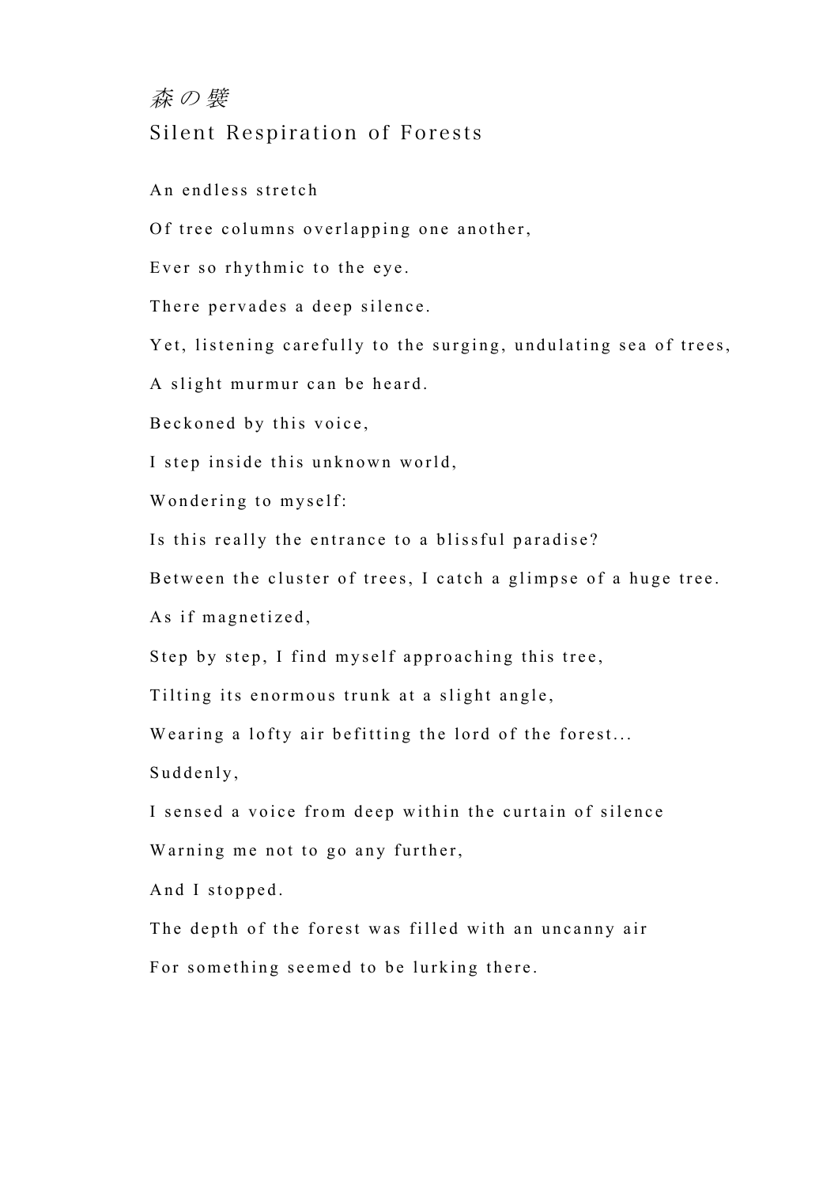# *森の襞*

## Silent Respiration of Forests

An endless stretch

Of tree columns overlapping one another,

Ever so rhythmic to the eye.

There pervades a deep silence.

Yet, listening carefully to the surging, undulating sea of trees,

A slight murmur can be heard.

Beckoned by this voice,

I step inside this unknown world,

Wondering to myself:

Is this really the entrance to a blissful paradise?

Between the cluster of trees, I catch a glimpse of a huge tree.

As if magnetized,

Step by step, I find myself approaching this tree,

Tilting its enormous trunk at a slight angle,

Wearing a lofty air befitting the lord of the forest...

Suddenly,

I sensed a voice from deep within the curtain of silence

Warning me not to go any further,

And I stopped.

The depth of the forest was filled with an uncanny air

For something seemed to be lurking there.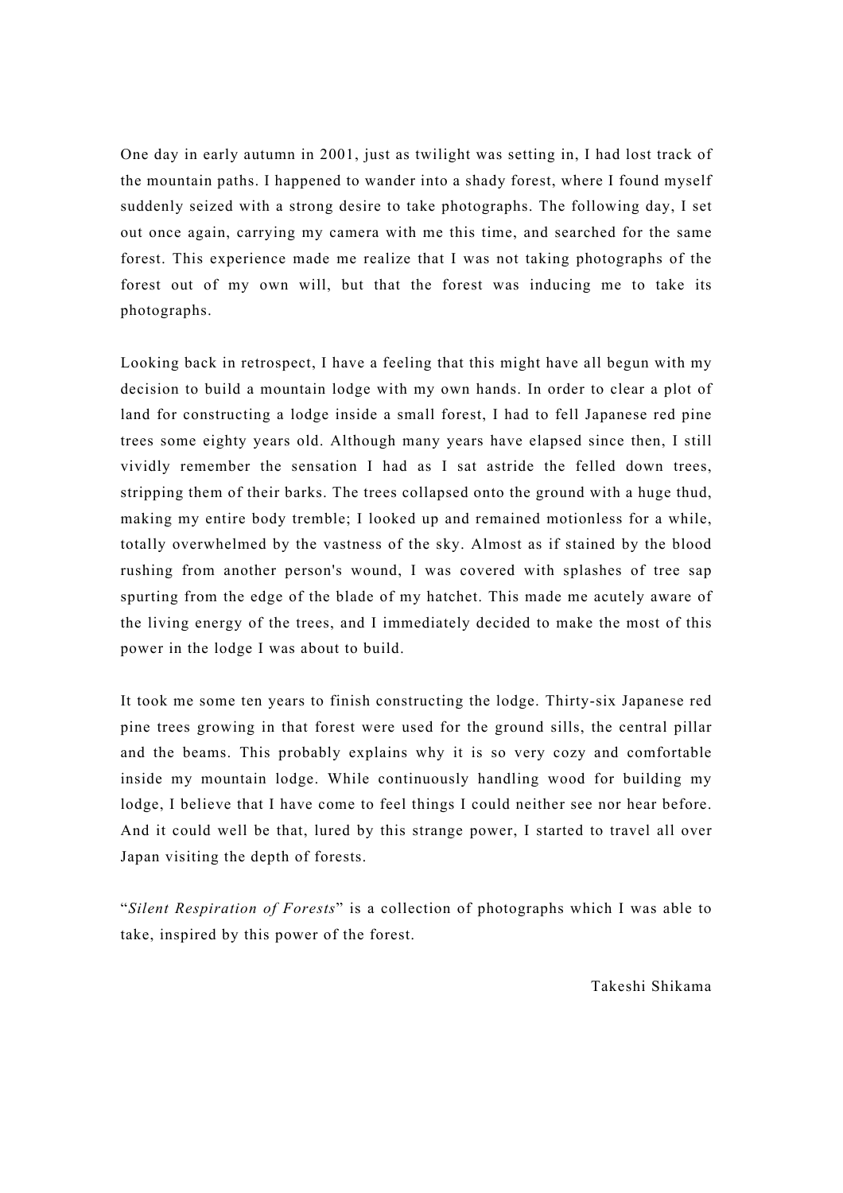One day in early autumn in 2001, just as twilight was setting in, I had lost track of the mountain paths. I happened to wander into a shady forest, where I found myself suddenly seized with a strong desire to take photographs. The following day, I set out once again, carrying my camera with me this time, and searched for the same forest. This experience made me realize that I was not taking photographs of the forest out of my own will, but that the forest was inducing me to take its photographs.

Looking back in retrospect, I have a feeling that this might have all begun with my decision to build a mountain lodge with my own hands. In order to clear a plot of land for constructing a lodge inside a small forest, I had to fell Japanese red pine trees some eighty years old. Although many years have elapsed since then, I still vividly remember the sensation I had as I sat astride the felled down trees, stripping them of their barks. The trees collapsed onto the ground with a huge thud, making my entire body tremble; I looked up and remained motionless for a while, totally overwhelmed by the vastness of the sky. Almost as if stained by the blood rushing from another person's wound, I was covered with splashes of tree sap spurting from the edge of the blade of my hatchet. This made me acutely aware of the living energy of the trees, and I immediately decided to make the most of this power in the lodge I was about to build.

It took me some ten years to finish constructing the lodge. Thirty-six Japanese red pine trees growing in that forest were used for the ground sills, the central pillar and the beams. This probably explains why it is so very cozy and comfortable inside my mountain lodge. While continuously handling wood for building my lodge, I believe that I have come to feel things I could neither see nor hear before. And it could well be that, lured by this strange power, I started to travel all over Japan visiting the depth of forests.

"*Silent Respiration of Forests*" is a collection of photographs which I was able to take, inspired by this power of the forest.

Takeshi Shikama